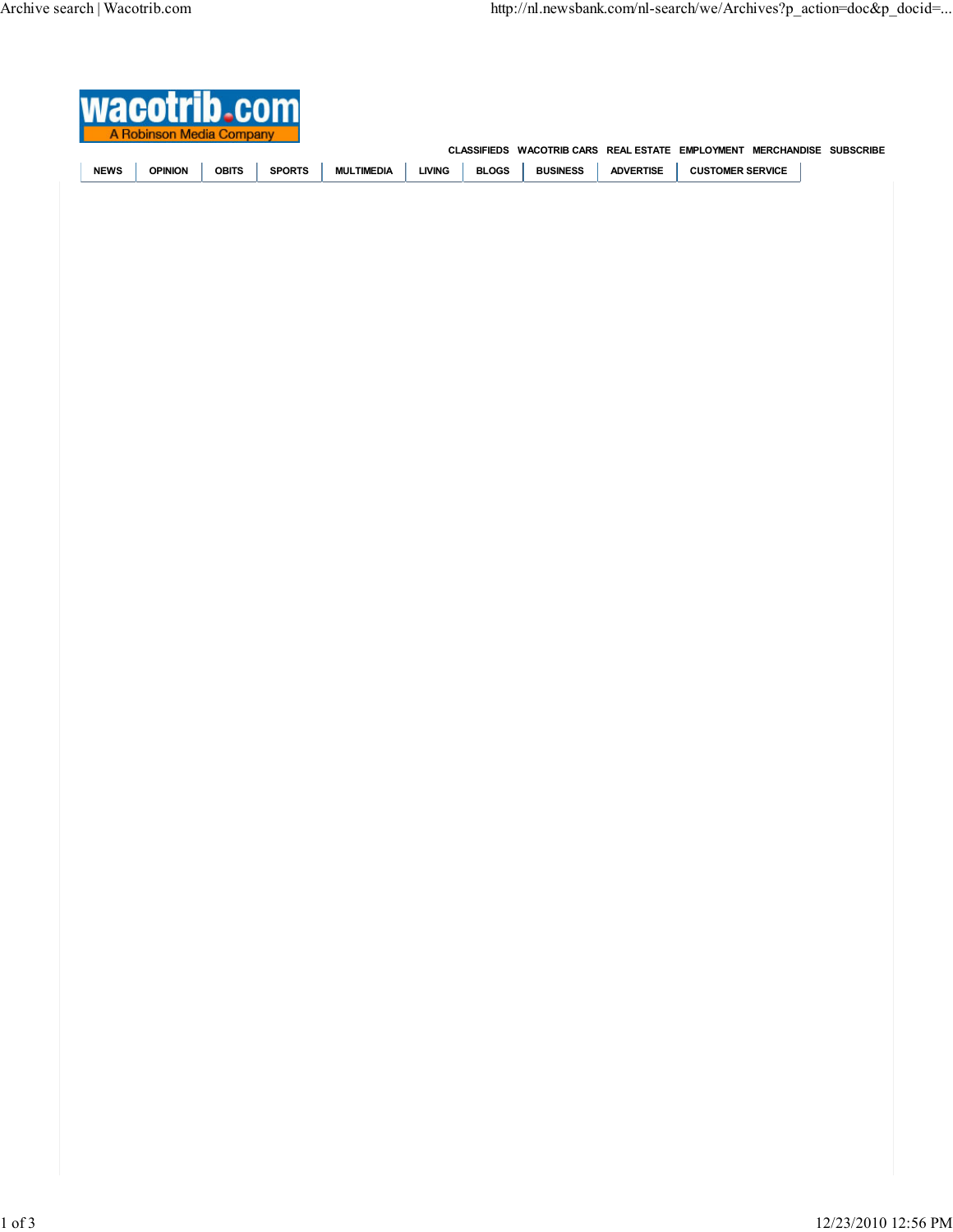**wacotrib.com**
A Robinson Media Company

CLASSIFIEDS WACOTRIB CARS REAL ESTATE EMPLOYMENT MERCHANDISE SUBSCRIBE

NEWS | OPINION | OBITS | SPORTS | MULTIMEDIA | LIVING | BLOGS | BUSINESS | ADVERTISE | CUSTOMER SERVICE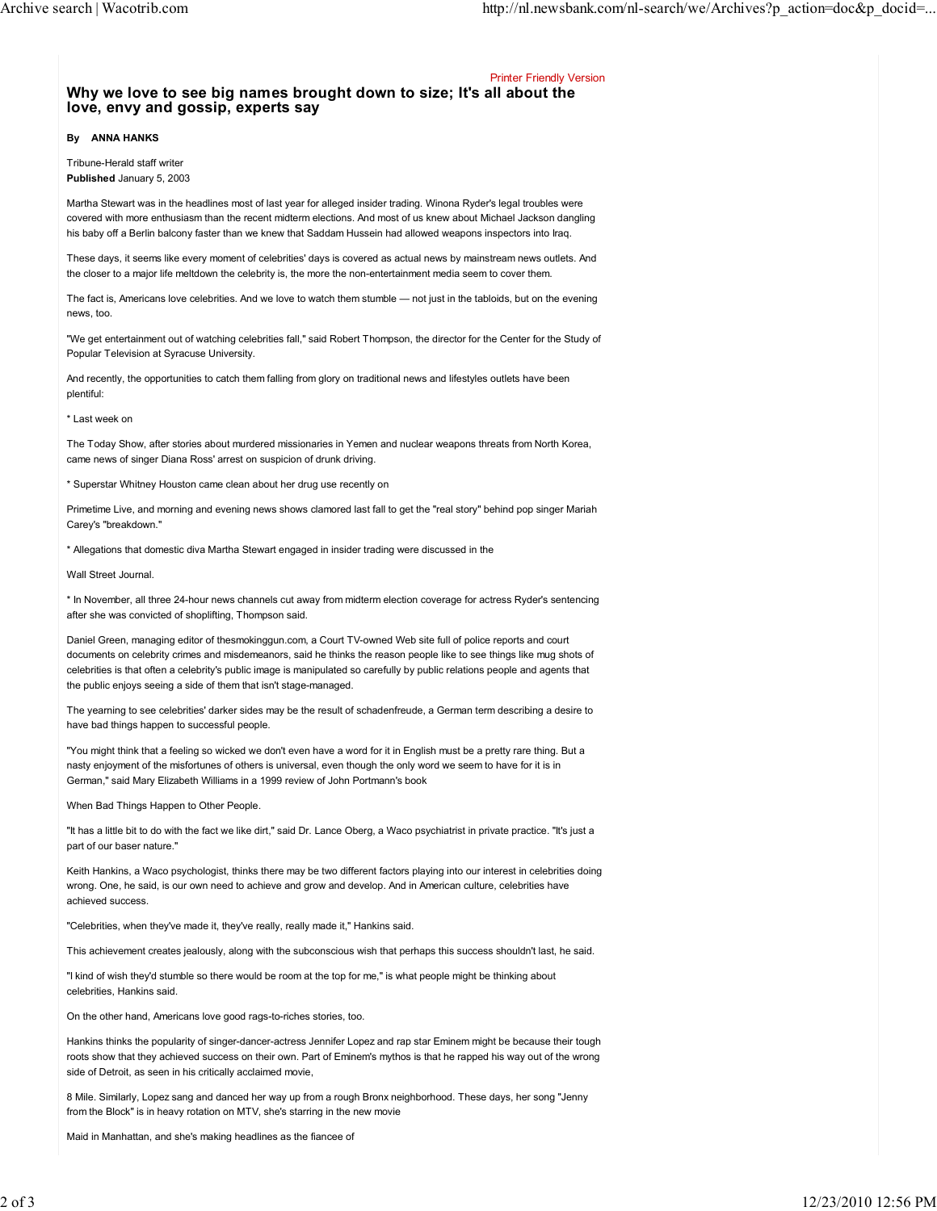Printer Friendly Version

# Why we love to see big names brought down to size; It's all about the love, envy and gossip, experts say

**By ANNA HANKS**

Tribune-Herald staff writer
**Published** January 5, 2003

Martha Stewart was in the headlines most of last year for alleged insider trading. Winona Ryder's legal troubles were covered with more enthusiasm than the recent midterm elections. And most of us knew about Michael Jackson dangling his baby off a Berlin balcony faster than we knew that Saddam Hussein had allowed weapons inspectors into Iraq.

These days, it seems like every moment of celebrities' days is covered as actual news by mainstream news outlets. And the closer to a major life meltdown the celebrity is, the more the non-entertainment media seem to cover them.

The fact is, Americans love celebrities. And we love to watch them stumble — not just in the tabloids, but on the evening news, too.

"We get entertainment out of watching celebrities fall," said Robert Thompson, the director for the Center for the Study of Popular Television at Syracuse University.

And recently, the opportunities to catch them falling from glory on traditional news and lifestyles outlets have been plentiful:

* Last week on

The Today Show, after stories about murdered missionaries in Yemen and nuclear weapons threats from North Korea, came news of singer Diana Ross' arrest on suspicion of drunk driving.

* Superstar Whitney Houston came clean about her drug use recently on

Primetime Live, and morning and evening news shows clamored last fall to get the "real story" behind pop singer Mariah Carey's "breakdown."

* Allegations that domestic diva Martha Stewart engaged in insider trading were discussed in the

Wall Street Journal.

* In November, all three 24-hour news channels cut away from midterm election coverage for actress Ryder's sentencing after she was convicted of shoplifting, Thompson said.

Daniel Green, managing editor of thesmokinggun.com, a Court TV-owned Web site full of police reports and court documents on celebrity crimes and misdemeanors, said he thinks the reason people like to see things like mug shots of celebrities is that often a celebrity's public image is manipulated so carefully by public relations people and agents that the public enjoys seeing a side of them that isn't stage-managed.

The yearning to see celebrities' darker sides may be the result of schadenfreude, a German term describing a desire to have bad things happen to successful people.

"You might think that a feeling so wicked we don't even have a word for it in English must be a pretty rare thing. But a nasty enjoyment of the misfortunes of others is universal, even though the only word we seem to have for it is in German," said Mary Elizabeth Williams in a 1999 review of John Portmann's book

When Bad Things Happen to Other People.

"It has a little bit to do with the fact we like dirt," said Dr. Lance Oberg, a Waco psychiatrist in private practice. "It's just a part of our baser nature."

Keith Hankins, a Waco psychologist, thinks there may be two different factors playing into our interest in celebrities doing wrong. One, he said, is our own need to achieve and grow and develop. And in American culture, celebrities have achieved success.

"Celebrities, when they've made it, they've really, really made it," Hankins said.

This achievement creates jealously, along with the subconscious wish that perhaps this success shouldn't last, he said.

"I kind of wish they'd stumble so there would be room at the top for me," is what people might be thinking about celebrities, Hankins said.

On the other hand, Americans love good rags-to-riches stories, too.

Hankins thinks the popularity of singer-dancer-actress Jennifer Lopez and rap star Eminem might be because their tough roots show that they achieved success on their own. Part of Eminem's mythos is that he rapped his way out of the wrong side of Detroit, as seen in his critically acclaimed movie,

8 Mile. Similarly, Lopez sang and danced her way up from a rough Bronx neighborhood. These days, her song "Jenny from the Block" is in heavy rotation on MTV, she's starring in the new movie

Maid in Manhattan, and she's making headlines as the fiancee of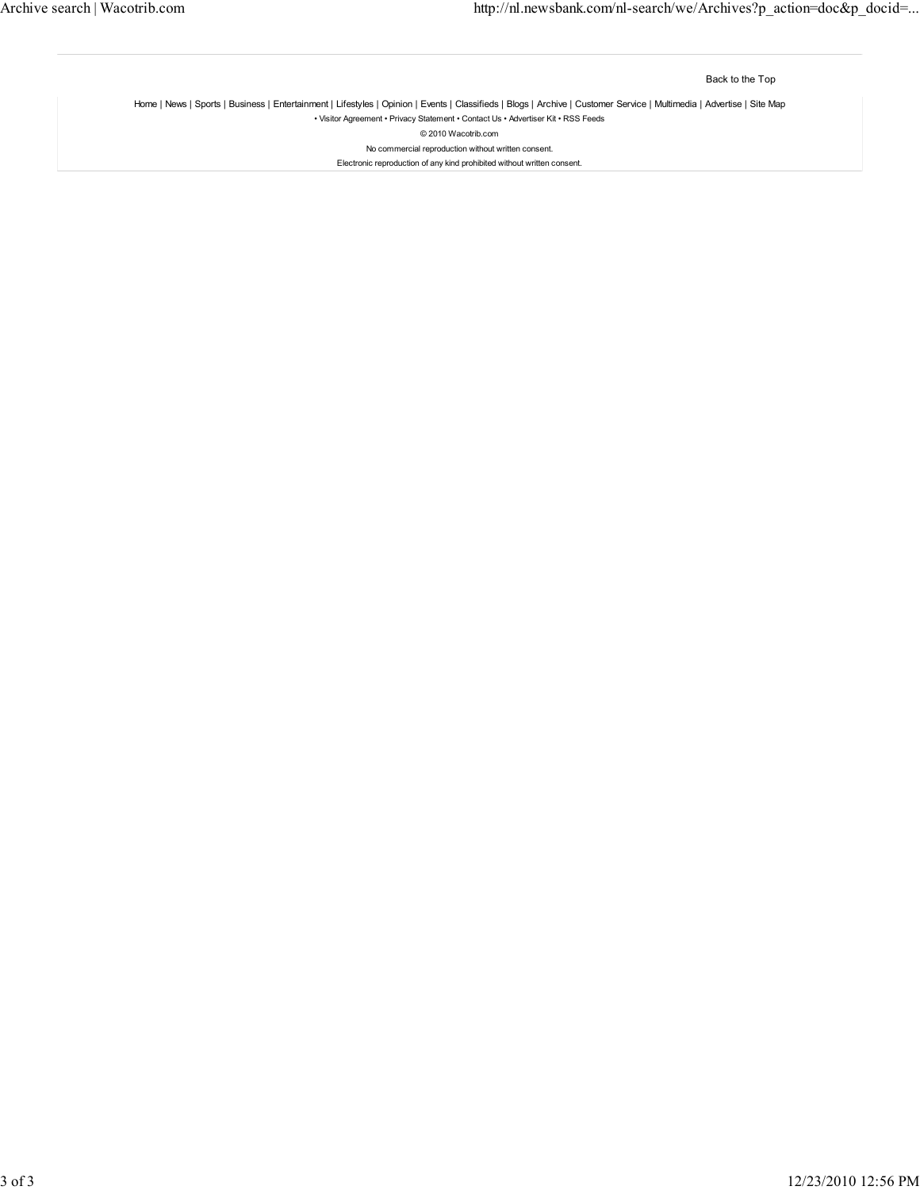Back to the Top

Home | News | Sports | Business | Entertainment | Lifestyles | Opinion | Events | Classifieds | Blogs | Archive | Customer Service | Multimedia | Advertise | Site Map

• Visitor Agreement • Privacy Statement • Contact Us • Advertiser Kit • RSS Feeds

© 2010 Wacotrib.com

No commercial reproduction without written consent.

Electronic reproduction of any kind prohibited without written consent.